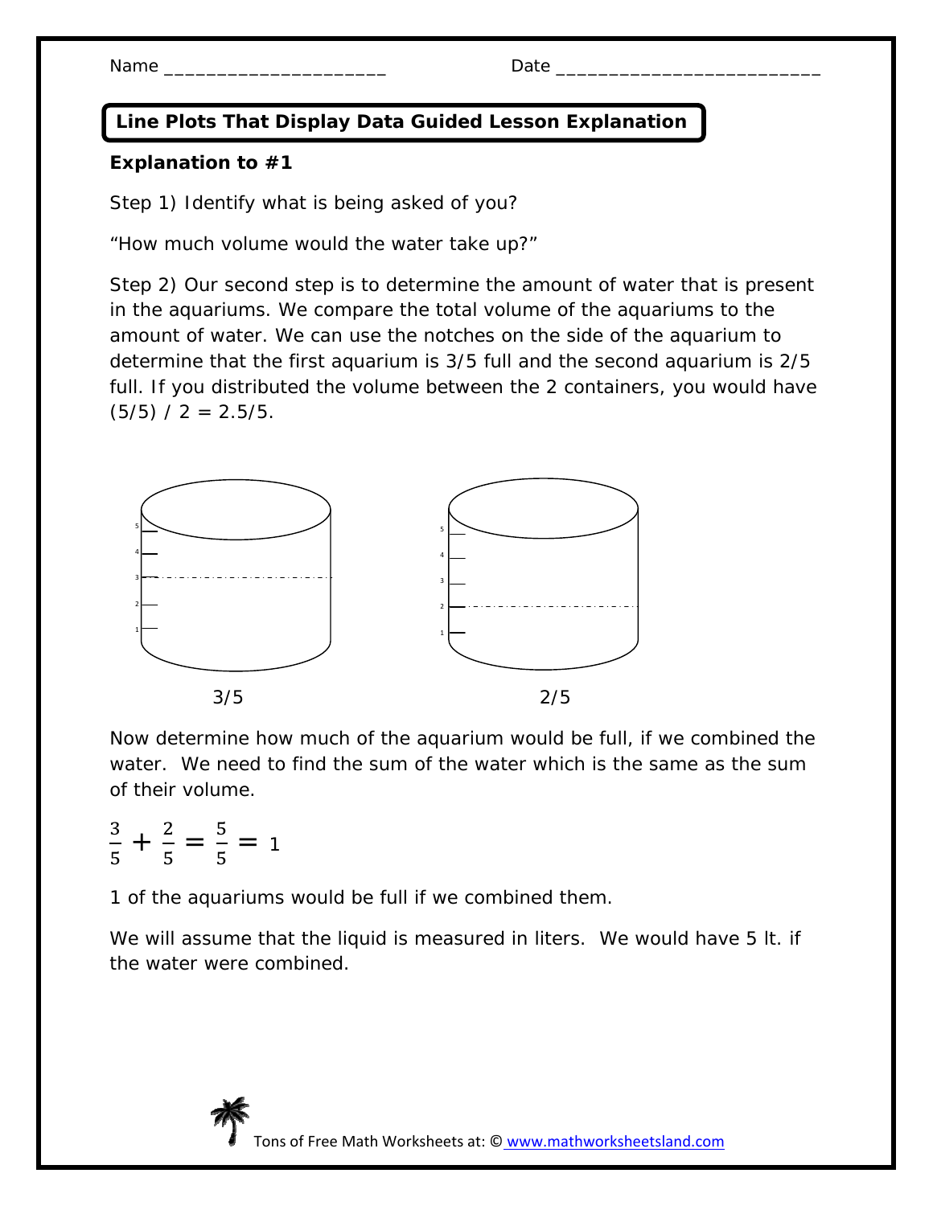Name ____________________ Date ________________________

## Line Plots That Display Data Guided Lesson Explanation

**Explanation to #1**

Step 1) Identify what is being asked of you?

"How much volume would the water take up?"

Step 2) Our second step is to determine the amount of water that is present in the aquariums. We compare the total volume of the aquariums to the amount of water. We can use the notches on the side of the aquarium to determine that the first aquarium is 3/5 full and the second aquarium is 2/5 full. If you distributed the volume between the 2 containers, you would have (5/5) / 2 = 2.5/5.

3/5 2/5

Now determine how much of the aquarium would be full, if we combined the water. We need to find the sum of the water which is the same as the sum of their volume.

$$\frac{3}{5} + \frac{2}{5} = \frac{5}{5} = 1$$

1 of the aquariums would be full if we combined them.

We will assume that the liquid is measured in liters. We would have 5 lt. if the water were combined.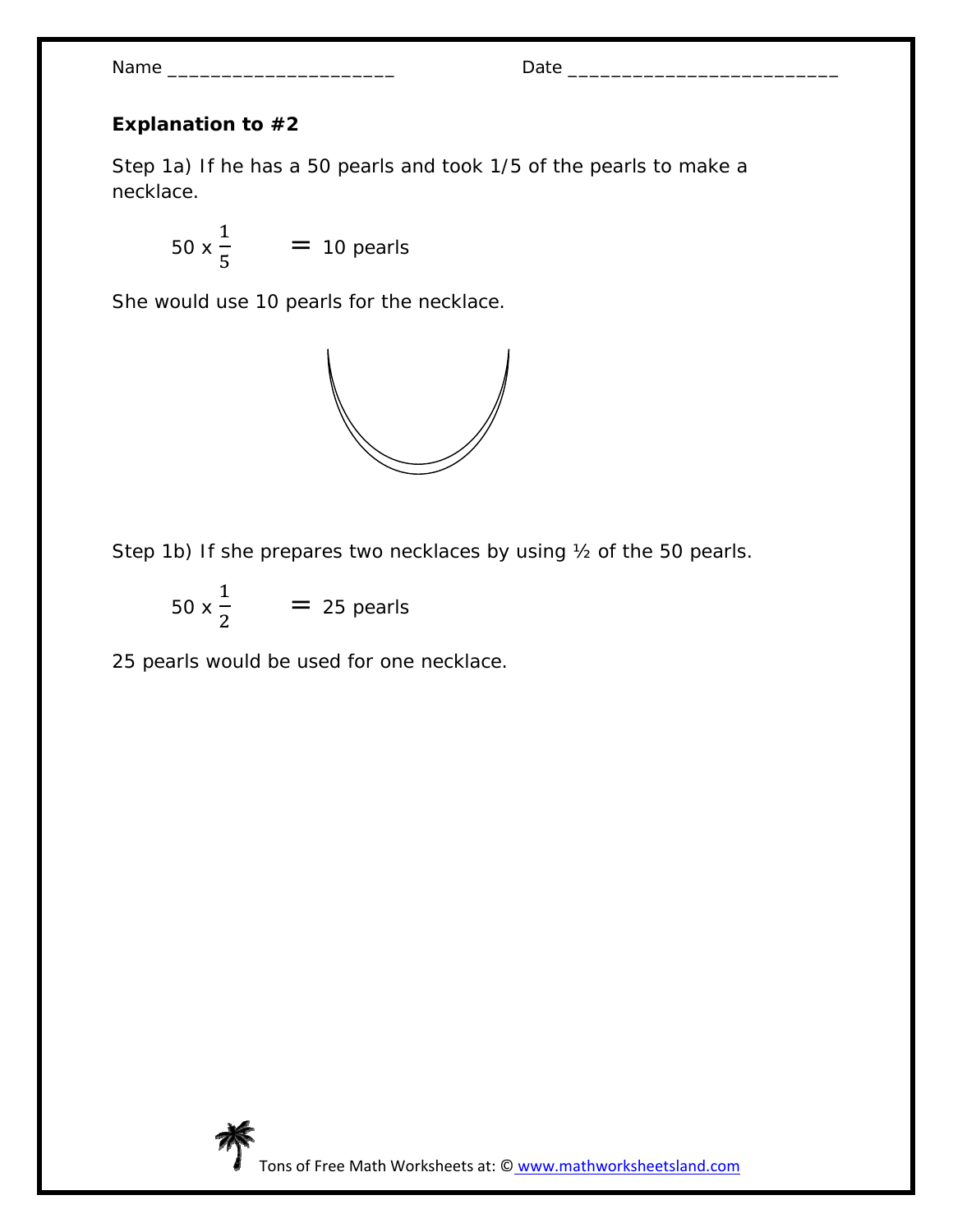Name ____________________ Date ________________________

**Explanation to #2**

Step 1a) If he has a 50 pearls and took 1/5 of the pearls to make a necklace.

$$50 \times \frac{1}{5} = 10 \text{ pearls}$$

She would use 10 pearls for the necklace.

Step 1b) If she prepares two necklaces by using ½ of the 50 pearls.

$$50 \times \frac{1}{2} = 25 \text{ pearls}$$

25 pearls would be used for one necklace.